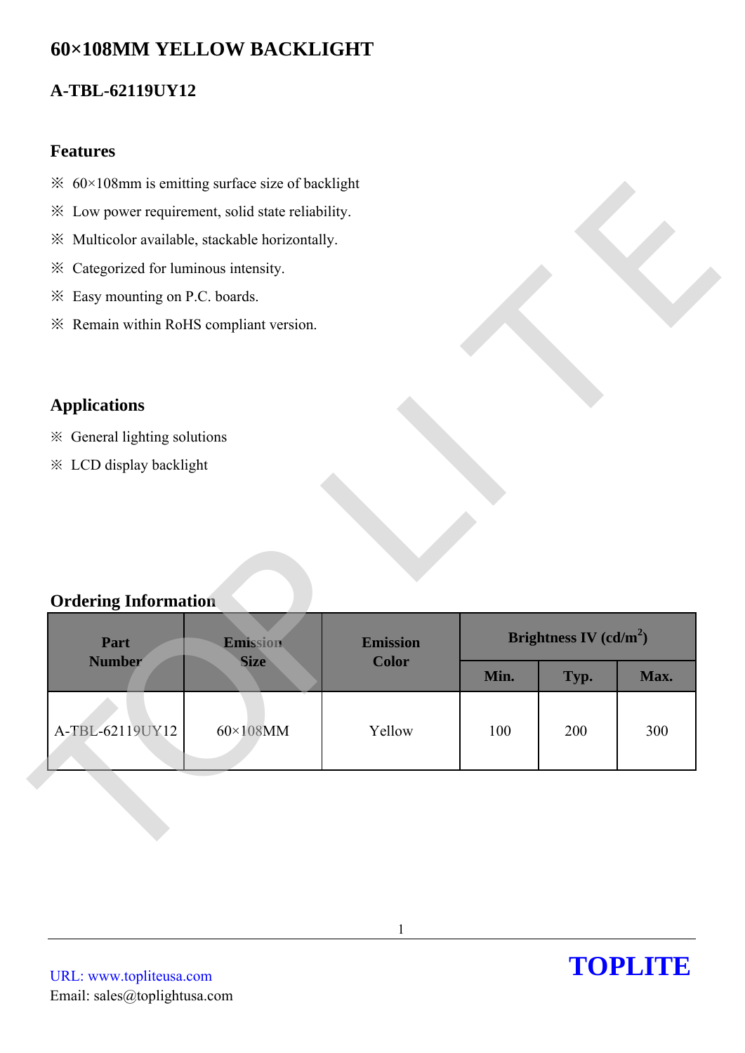# 60×108MM YELLOW BACKLIGHT

## A-TBL-62119UY12

### Features

※ 60×108mm is emitting surface size of backlight

※ Low power requirement, solid state reliability.

※ Multicolor available, stackable horizontally.

※ Categorized for luminous intensity.

※ Easy mounting on P.C. boards.

※ Remain within RoHS compliant version.

### Applications

※ General lighting solutions

※ LCD display backlight

### Ordering Information

| Part Number | Emission Size | Emission Color | Brightness IV (cd/m$^2$) | | |
|---|---|---|---|---|---|
| | | | Min. | Typ. | Max. |
| A-TBL-62119UY12 | 60×108MM | Yellow | 100 | 200 | 300 |

URL: www.topliteusa.com
Email: sales@toplightusa.com

TOPLITE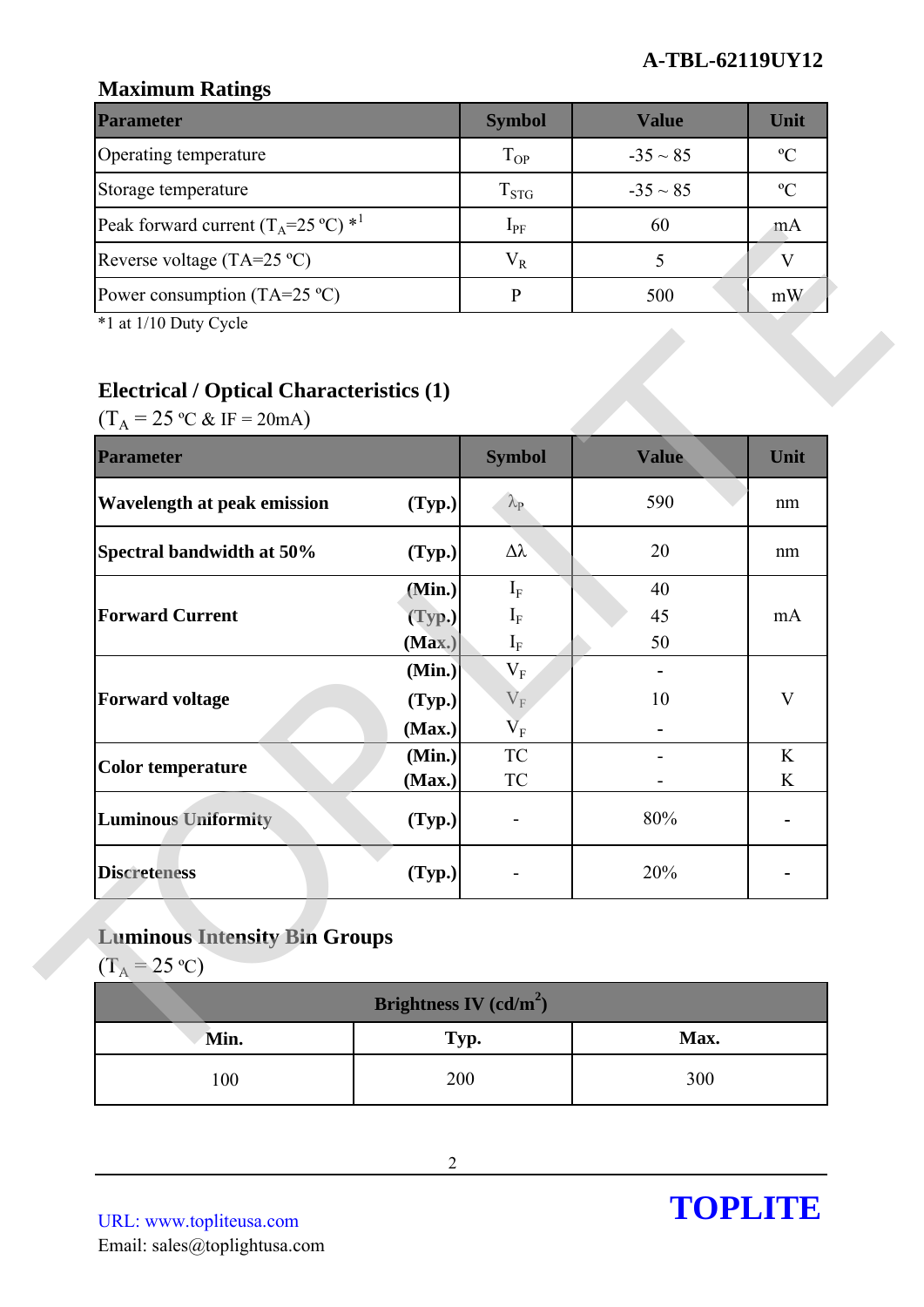## Maximum Ratings

| Parameter | Symbol | Value | Unit |
|---|---|---|---|
| Operating temperature | $T_{OP}$ | -35 ~ 85 | ºC |
| Storage temperature | $T_{STG}$ | -35 ~ 85 | ºC |
| Peak forward current ($T_A$=25 ºC) *1 | $I_{PF}$ | 60 | mA |
| Reverse voltage (TA=25 ºC) | $V_R$ | 5 | V |
| Power consumption (TA=25 ºC) | P | 500 | mW |

*1 at 1/10 Duty Cycle

## Electrical / Optical Characteristics (1)

($T_A$ = 25 ºC & IF = 20mA)

| Parameter | | Symbol | Value | Unit |
|---|---|---|---|---|
| **Wavelength at peak emission** | **(Typ.)** | $\lambda_P$ | 590 | nm |
| **Spectral bandwidth at 50%** | **(Typ.)** | $\Delta\lambda$ | 20 | nm |
| **Forward Current** | **(Min.)** | $I_F$ | 40 | mA |
| | **(Typ.)** | $I_F$ | 45 | |
| | **(Max.)** | $I_F$ | 50 | |
| **Forward voltage** | **(Min.)** | $V_F$ | - | V |
| | **(Typ.)** | $V_F$ | 10 | |
| | **(Max.)** | $V_F$ | - | |
| **Color temperature** | **(Min.)** | TC | - | K |
| | **(Max.)** | TC | - | K |
| **Luminous Uniformity** | **(Typ.)** | - | 80% | - |
| **Discreteness** | **(Typ.)** | - | 20% | - |

## Luminous Intensity Bin Groups

($T_A$ = 25 ºC)

| Brightness IV (cd/m²) | | |
|---|---|---|
| **Min.** | **Typ.** | **Max.** |
| 100 | 200 | 300 |

URL: www.topliteusa.com
Email: sales@toplightusa.com

**TOPLITE**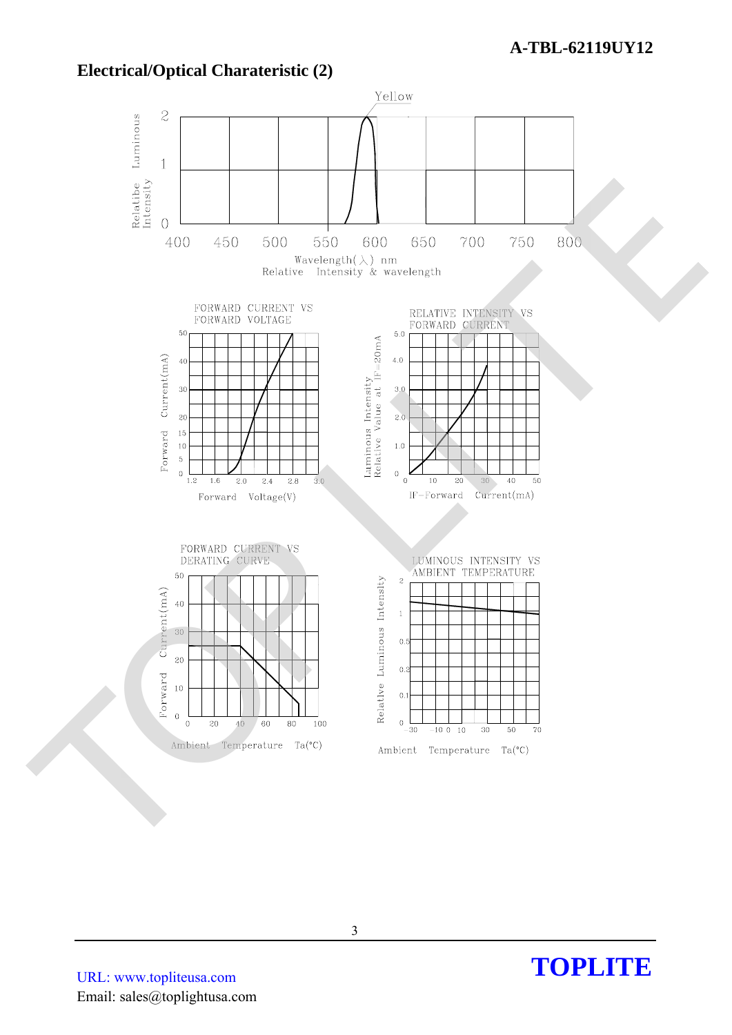## Electrical/Optical Charateristic (2)

Yellow

Relatibe Luminous Intensity

Wavelength(λ) nm
Relative Intensity & wavelength

FORWARD CURRENT VS FORWARD VOLTAGE

Forward Current(mA)

Forward Voltage(V)

RELATIVE INTENSITY VS FORWARD CURRENT

Luminous Intensity Relative Value at IF=20mA

IF-Forward Current(mA)

FORWARD CURRENT VS DERATING CURVE

Forward Current(mA)

Ambient Temperature Ta(°C)

LUMINOUS INTENSITY VS AMBIENT TEMPERATURE

Relative Luminous Intensity

Ambient Temperature Ta(°C)

URL: www.topliteusa.com
Email: sales@toplightusa.com

**TOPLITE**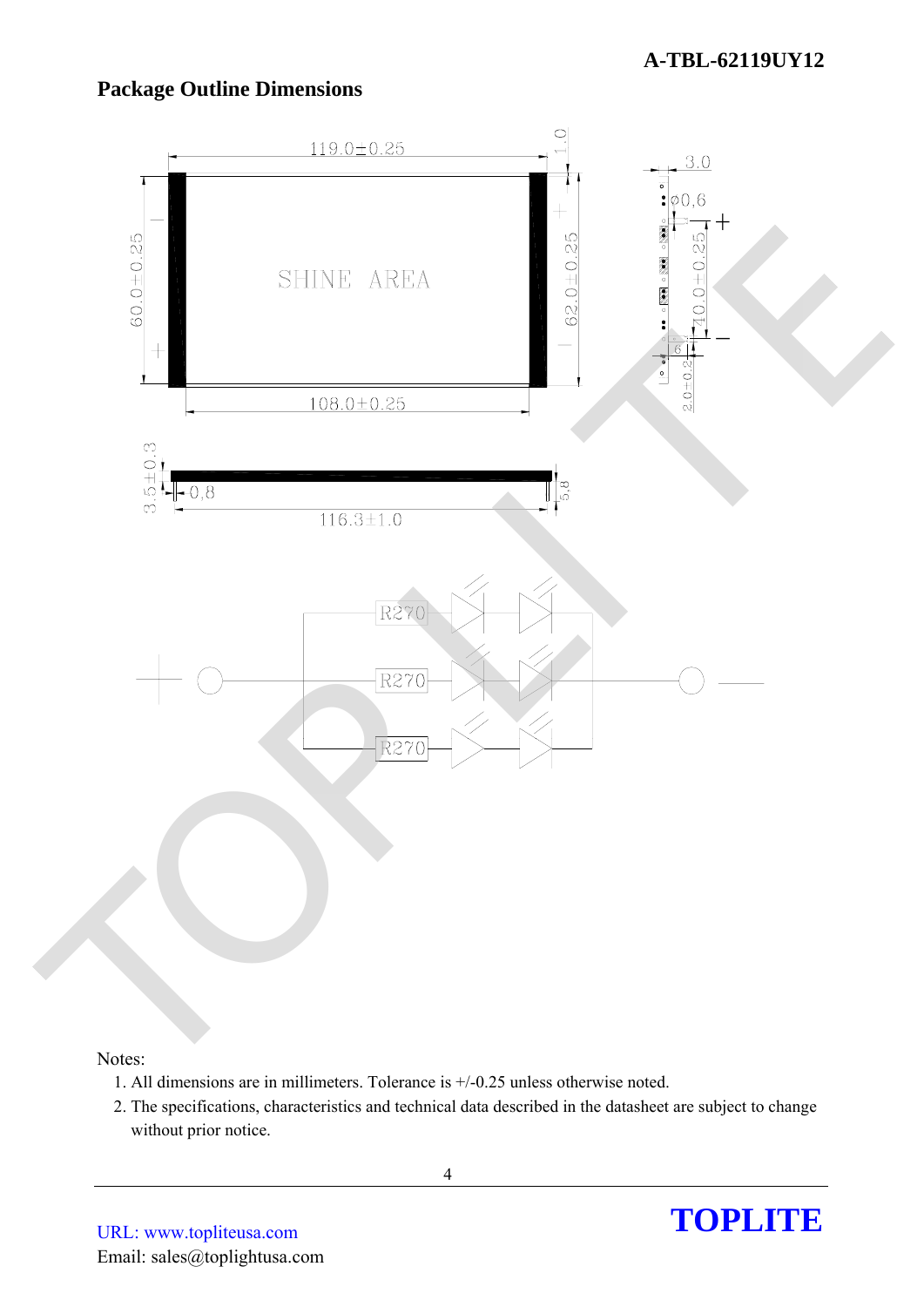## Package Outline Dimensions

Notes:

1. All dimensions are in millimeters. Tolerance is +/-0.25 unless otherwise noted.
2. The specifications, characteristics and technical data described in the datasheet are subject to change without prior notice.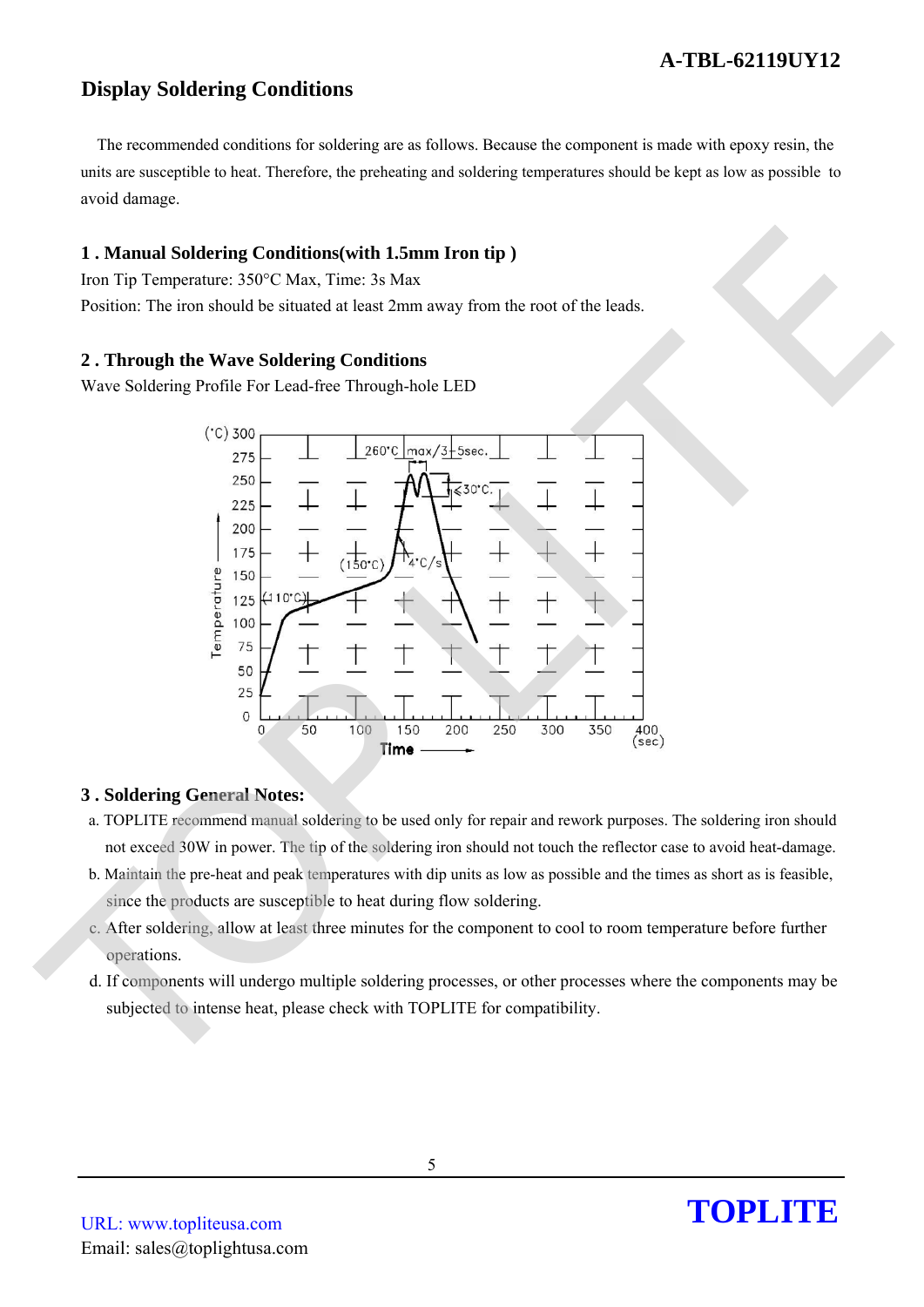## Display Soldering Conditions

The recommended conditions for soldering are as follows. Because the component is made with epoxy resin, the units are susceptible to heat. Therefore, the preheating and soldering temperatures should be kept as low as possible to avoid damage.

### 1 . Manual Soldering Conditions(with 1.5mm Iron tip )

Iron Tip Temperature: 350°C Max, Time: 3s Max

Position: The iron should be situated at least 2mm away from the root of the leads.

### 2 . Through the Wave Soldering Conditions

Wave Soldering Profile For Lead-free Through-hole LED

(°C) 300
275
250
225
200
175
150
125
100
75
50
25
0
Temperature
0 50 100 150 200 250 300 350 400 (sec)
Time
260°C max/3~5sec.
<30°C.
(150°C)
4°C/s
(110°C)

### 3 . Soldering General Notes:

a. TOPLITE recommend manual soldering to be used only for repair and rework purposes. The soldering iron should not exceed 30W in power. The tip of the soldering iron should not touch the reflector case to avoid heat-damage.

b. Maintain the pre-heat and peak temperatures with dip units as low as possible and the times as short as is feasible, since the products are susceptible to heat during flow soldering.

c. After soldering, allow at least three minutes for the component to cool to room temperature before further operations.

d. If components will undergo multiple soldering processes, or other processes where the components may be subjected to intense heat, please check with TOPLITE for compatibility.

URL: www.topliteusa.com
Email: sales@toplightusa.com

**TOPLITE**